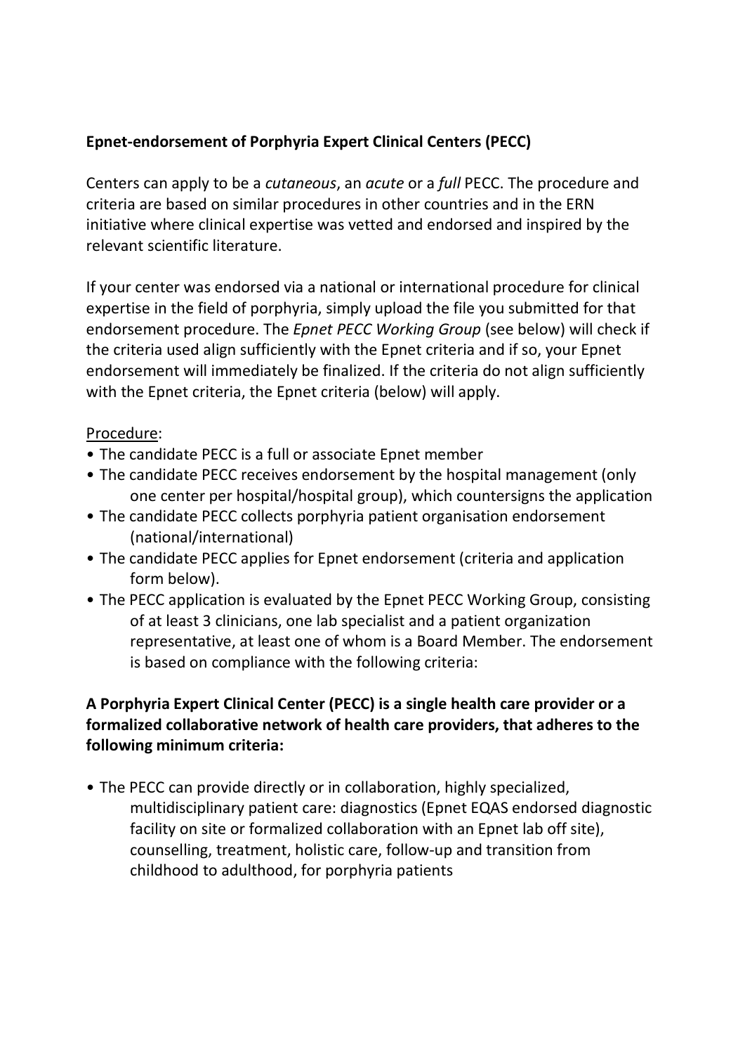**Epnet-endorsement of Porphyria Expert Clinical Centers (PECC)**

Centers can apply to be a *cutaneous*, an *acute* or a *full* PECC. The procedure and criteria are based on similar procedures in other countries and in the ERN initiative where clinical expertise was vetted and endorsed and inspired by the relevant scientific literature.

If your center was endorsed via a national or international procedure for clinical expertise in the field of porphyria, simply upload the file you submitted for that endorsement procedure. The *Epnet PECC Working Group* (see below) will check if the criteria used align sufficiently with the Epnet criteria and if so, your Epnet endorsement will immediately be finalized. If the criteria do not align sufficiently with the Epnet criteria, the Epnet criteria (below) will apply.

Procedure:

- The candidate PECC is a full or associate Epnet member
- The candidate PECC receives endorsement by the hospital management (only one center per hospital/hospital group), which countersigns the application
- The candidate PECC collects porphyria patient organisation endorsement (national/international)
- The candidate PECC applies for Epnet endorsement (criteria and application form below).
- The PECC application is evaluated by the Epnet PECC Working Group, consisting of at least 3 clinicians, one lab specialist and a patient organization representative, at least one of whom is a Board Member. The endorsement is based on compliance with the following criteria:

**A Porphyria Expert Clinical Center (PECC) is a single health care provider or a formalized collaborative network of health care providers, that adheres to the following minimum criteria:**

- The PECC can provide directly or in collaboration, highly specialized, multidisciplinary patient care: diagnostics (Epnet EQAS endorsed diagnostic facility on site or formalized collaboration with an Epnet lab off site), counselling, treatment, holistic care, follow-up and transition from childhood to adulthood, for porphyria patients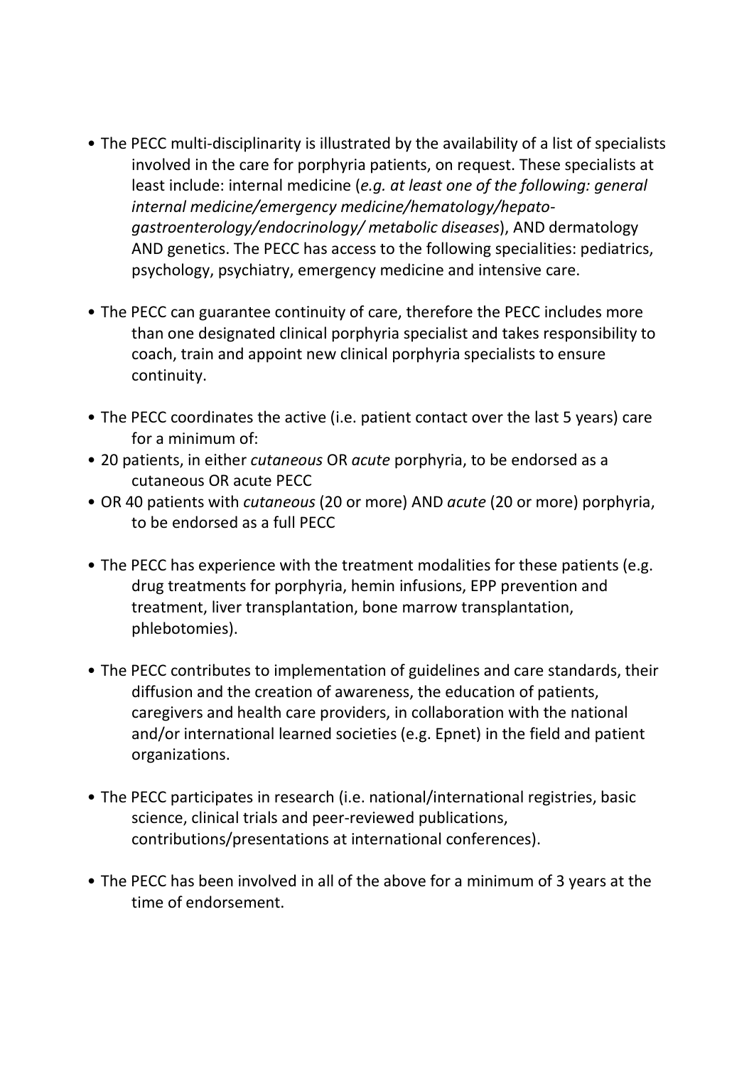- The PECC multi-disciplinarity is illustrated by the availability of a list of specialists involved in the care for porphyria patients, on request. These specialists at least include: internal medicine (*e.g. at least one of the following: general internal medicine/emergency medicine/hematology/hepato-gastroenterology/endocrinology/ metabolic diseases*), AND dermatology AND genetics. The PECC has access to the following specialities: pediatrics, psychology, psychiatry, emergency medicine and intensive care.

- The PECC can guarantee continuity of care, therefore the PECC includes more than one designated clinical porphyria specialist and takes responsibility to coach, train and appoint new clinical porphyria specialists to ensure continuity.

- The PECC coordinates the active (i.e. patient contact over the last 5 years) care for a minimum of:
- 20 patients, in either *cutaneous* OR *acute* porphyria, to be endorsed as a cutaneous OR acute PECC
- OR 40 patients with *cutaneous* (20 or more) AND *acute* (20 or more) porphyria, to be endorsed as a full PECC

- The PECC has experience with the treatment modalities for these patients (e.g. drug treatments for porphyria, hemin infusions, EPP prevention and treatment, liver transplantation, bone marrow transplantation, phlebotomies).

- The PECC contributes to implementation of guidelines and care standards, their diffusion and the creation of awareness, the education of patients, caregivers and health care providers, in collaboration with the national and/or international learned societies (e.g. Epnet) in the field and patient organizations.

- The PECC participates in research (i.e. national/international registries, basic science, clinical trials and peer-reviewed publications, contributions/presentations at international conferences).

- The PECC has been involved in all of the above for a minimum of 3 years at the time of endorsement.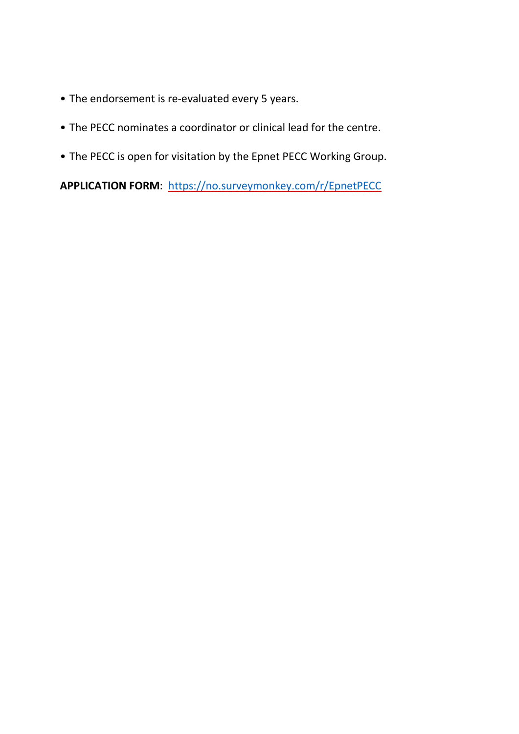- The endorsement is re-evaluated every 5 years.
- The PECC nominates a coordinator or clinical lead for the centre.
- The PECC is open for visitation by the Epnet PECC Working Group.

**APPLICATION FORM**: https://no.surveymonkey.com/r/EpnetPECC